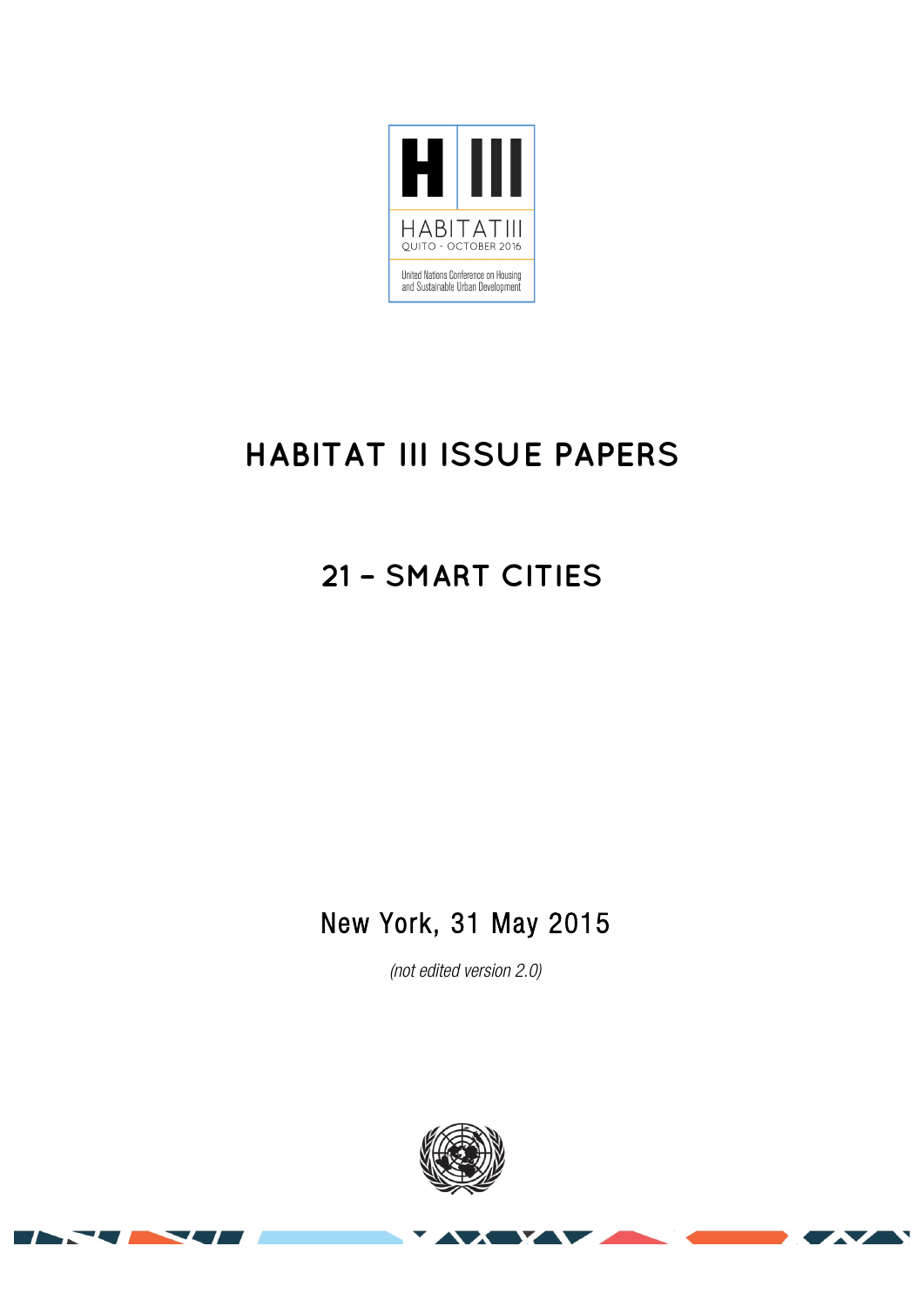HABITAT III

QUITO - OCTOBER 2016

United Nations Conference on Housing and Sustainable Urban Development

# HABITAT III ISSUE PAPERS

## 21 – SMART CITIES

New York, 31 May 2015

*(not edited version 2.0)*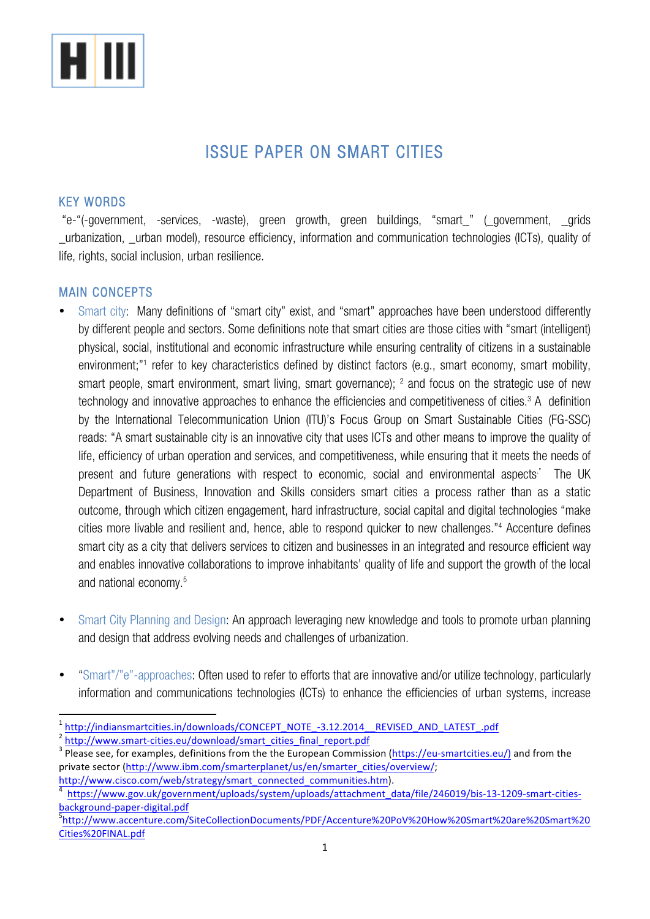# ISSUE PAPER ON SMART CITIES

## KEY WORDS

"e-"(-government, -services, -waste), green growth, green buildings, "smart_" (_government, _grids _urbanization, _urban model), resource efficiency, information and communication technologies (ICTs), quality of life, rights, social inclusion, urban resilience.

## MAIN CONCEPTS

- Smart city: Many definitions of "smart city" exist, and "smart" approaches have been understood differently by different people and sectors. Some definitions note that smart cities are those cities with "smart (intelligent) physical, social, institutional and economic infrastructure while ensuring centrality of citizens in a sustainable environment;"[1] refer to key characteristics defined by distinct factors (e.g., smart economy, smart mobility, smart people, smart environment, smart living, smart governance); [2] and focus on the strategic use of new technology and innovative approaches to enhance the efficiencies and competitiveness of cities.[3] A definition by the International Telecommunication Union (ITU)'s Focus Group on Smart Sustainable Cities (FG-SSC) reads: "A smart sustainable city is an innovative city that uses ICTs and other means to improve the quality of life, efficiency of urban operation and services, and competitiveness, while ensuring that it meets the needs of present and future generations with respect to economic, social and environmental aspects" The UK Department of Business, Innovation and Skills considers smart cities a process rather than as a static outcome, through which citizen engagement, hard infrastructure, social capital and digital technologies "make cities more livable and resilient and, hence, able to respond quicker to new challenges."[4] Accenture defines smart city as a city that delivers services to citizen and businesses in an integrated and resource efficient way and enables innovative collaborations to improve inhabitants' quality of life and support the growth of the local and national economy.[5]

- Smart City Planning and Design: An approach leveraging new knowledge and tools to promote urban planning and design that address evolving needs and challenges of urbanization.

- "Smart"/"e"-approaches: Often used to refer to efforts that are innovative and/or utilize technology, particularly information and communications technologies (ICTs) to enhance the efficiencies of urban systems, increase

---

[1] http://indiansmartcities.in/downloads/CONCEPT_NOTE_-3.12.2014__REVISED_AND_LATEST_.pdf

[2] http://www.smart-cities.eu/download/smart_cities_final_report.pdf

[3] Please see, for examples, definitions from the the European Commission (https://eu-smartcities.eu/) and from the private sector (http://www.ibm.com/smarterplanet/us/en/smarter_cities/overview/; http://www.cisco.com/web/strategy/smart_connected_communities.htm).

[4] https://www.gov.uk/government/uploads/system/uploads/attachment_data/file/246019/bis-13-1209-smart-cities-background-paper-digital.pdf

[5] http://www.accenture.com/SiteCollectionDocuments/PDF/Accenture%20PoV%20How%20Smart%20are%20Smart%20Cities%20FINAL.pdf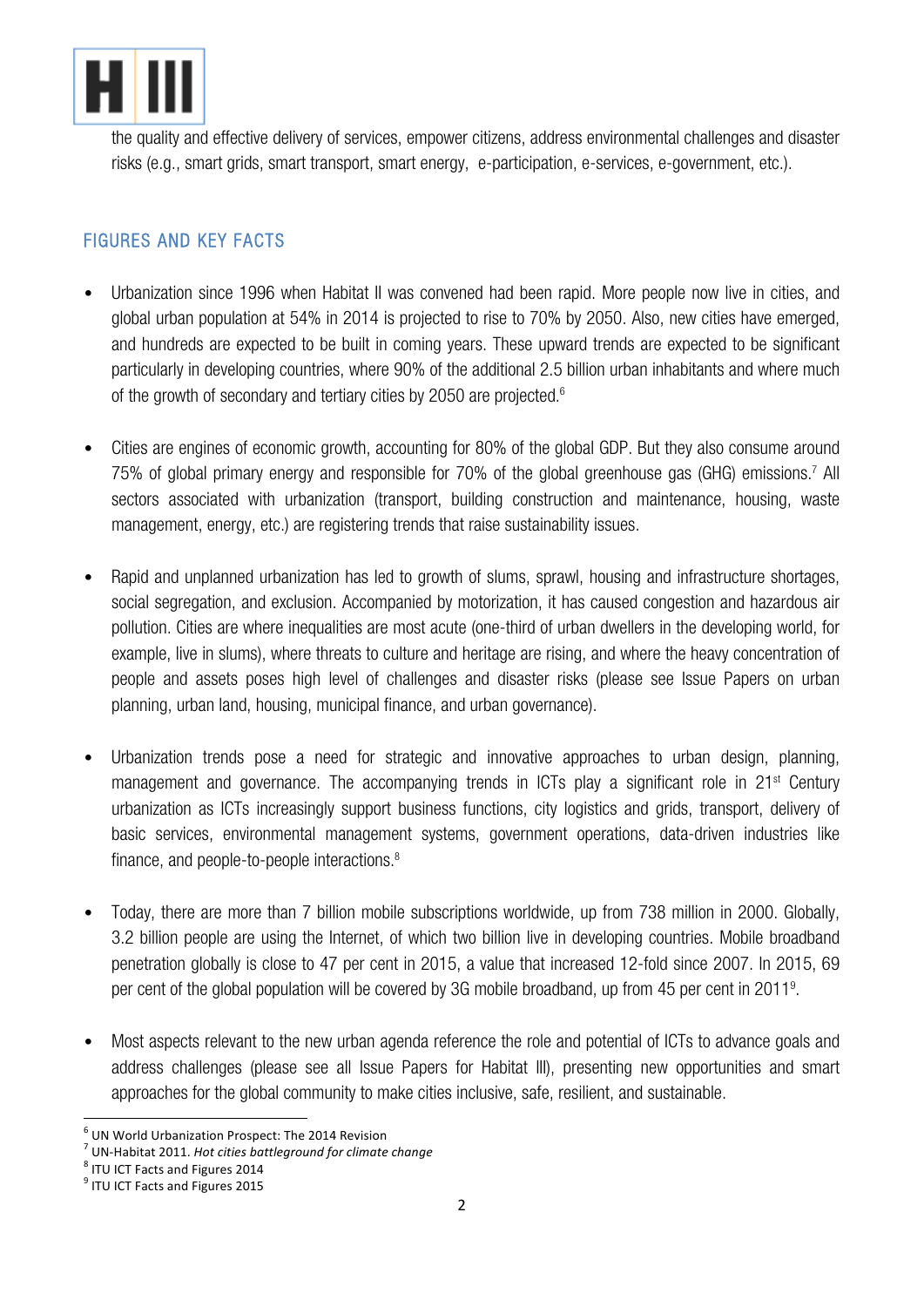the quality and effective delivery of services, empower citizens, address environmental challenges and disaster risks (e.g., smart grids, smart transport, smart energy, e-participation, e-services, e-government, etc.).

## FIGURES AND KEY FACTS

- Urbanization since 1996 when Habitat II was convened had been rapid. More people now live in cities, and global urban population at 54% in 2014 is projected to rise to 70% by 2050. Also, new cities have emerged, and hundreds are expected to be built in coming years. These upward trends are expected to be significant particularly in developing countries, where 90% of the additional 2.5 billion urban inhabitants and where much of the growth of secondary and tertiary cities by 2050 are projected.[6]

- Cities are engines of economic growth, accounting for 80% of the global GDP. But they also consume around 75% of global primary energy and responsible for 70% of the global greenhouse gas (GHG) emissions.[7] All sectors associated with urbanization (transport, building construction and maintenance, housing, waste management, energy, etc.) are registering trends that raise sustainability issues.

- Rapid and unplanned urbanization has led to growth of slums, sprawl, housing and infrastructure shortages, social segregation, and exclusion. Accompanied by motorization, it has caused congestion and hazardous air pollution. Cities are where inequalities are most acute (one-third of urban dwellers in the developing world, for example, live in slums), where threats to culture and heritage are rising, and where the heavy concentration of people and assets poses high level of challenges and disaster risks (please see Issue Papers on urban planning, urban land, housing, municipal finance, and urban governance).

- Urbanization trends pose a need for strategic and innovative approaches to urban design, planning, management and governance. The accompanying trends in ICTs play a significant role in 21st Century urbanization as ICTs increasingly support business functions, city logistics and grids, transport, delivery of basic services, environmental management systems, government operations, data-driven industries like finance, and people-to-people interactions.[8]

- Today, there are more than 7 billion mobile subscriptions worldwide, up from 738 million in 2000. Globally, 3.2 billion people are using the Internet, of which two billion live in developing countries. Mobile broadband penetration globally is close to 47 per cent in 2015, a value that increased 12-fold since 2007. In 2015, 69 per cent of the global population will be covered by 3G mobile broadband, up from 45 per cent in 2011[9].

- Most aspects relevant to the new urban agenda reference the role and potential of ICTs to advance goals and address challenges (please see all Issue Papers for Habitat III), presenting new opportunities and smart approaches for the global community to make cities inclusive, safe, resilient, and sustainable.

---

[6] UN World Urbanization Prospect: The 2014 Revision

[7] UN-Habitat 2011. *Hot cities battleground for climate change*

[8] ITU ICT Facts and Figures 2014

[9] ITU ICT Facts and Figures 2015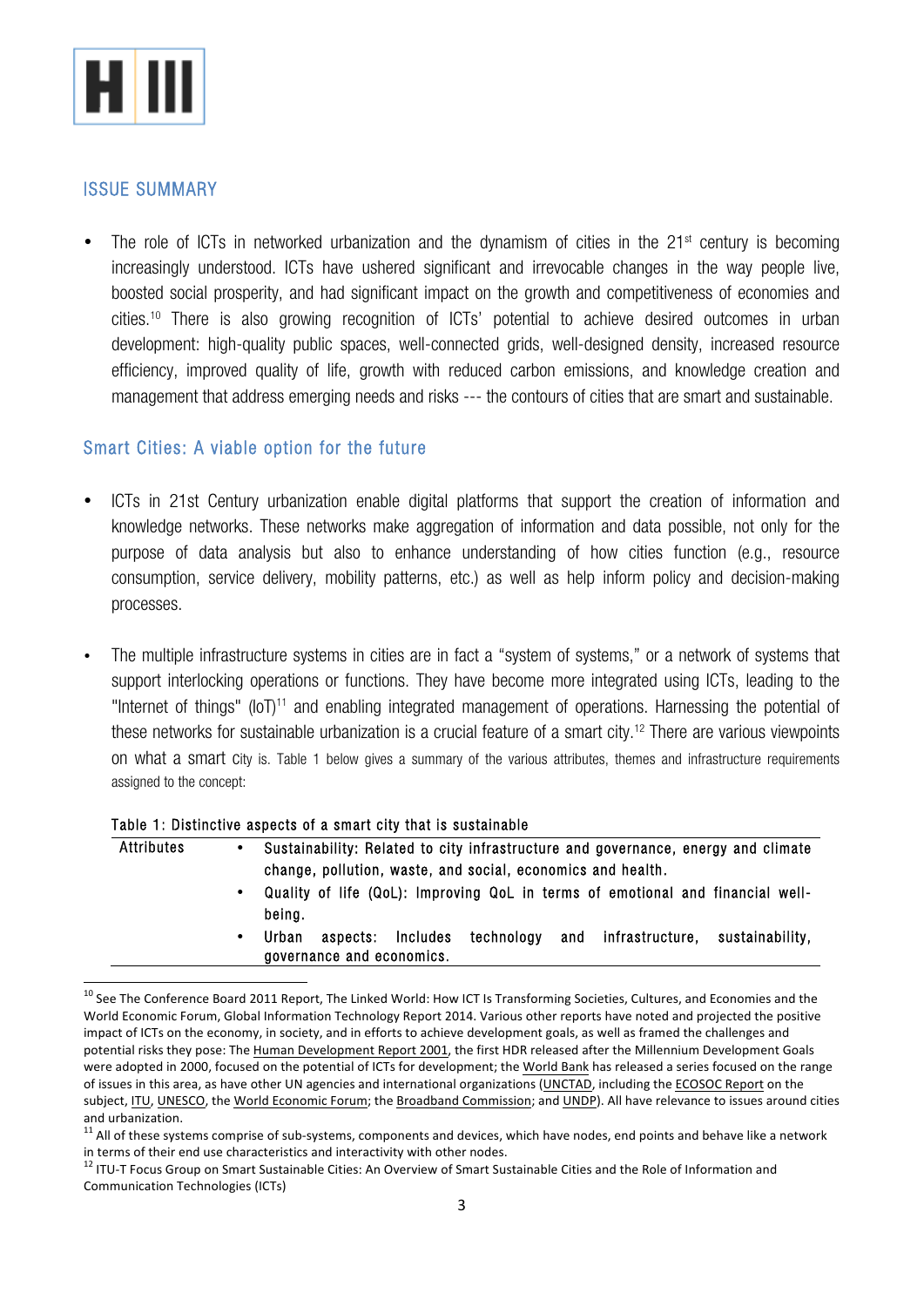## ISSUE SUMMARY

- The role of ICTs in networked urbanization and the dynamism of cities in the 21st century is becoming increasingly understood. ICTs have ushered significant and irrevocable changes in the way people live, boosted social prosperity, and had significant impact on the growth and competitiveness of economies and cities.[10] There is also growing recognition of ICTs' potential to achieve desired outcomes in urban development: high-quality public spaces, well-connected grids, well-designed density, increased resource efficiency, improved quality of life, growth with reduced carbon emissions, and knowledge creation and management that address emerging needs and risks --- the contours of cities that are smart and sustainable.

## Smart Cities: A viable option for the future

- ICTs in 21st Century urbanization enable digital platforms that support the creation of information and knowledge networks. These networks make aggregation of information and data possible, not only for the purpose of data analysis but also to enhance understanding of how cities function (e.g., resource consumption, service delivery, mobility patterns, etc.) as well as help inform policy and decision-making processes.

- The multiple infrastructure systems in cities are in fact a "system of systems," or a network of systems that support interlocking operations or functions. They have become more integrated using ICTs, leading to the "Internet of things" (IoT)[11] and enabling integrated management of operations. Harnessing the potential of these networks for sustainable urbanization is a crucial feature of a smart city.[12] There are various viewpoints on what a smart city is. Table 1 below gives a summary of the various attributes, themes and infrastructure requirements assigned to the concept:

Table 1: Distinctive aspects of a smart city that is sustainable

| | |
|---|---|
| Attributes | • Sustainability: Related to city infrastructure and governance, energy and climate change, pollution, waste, and social, economics and health.<br>• Quality of life (QoL): Improving QoL in terms of emotional and financial well-being.<br>• Urban aspects: Includes technology and infrastructure, sustainability, governance and economics. |

---

[10] See The Conference Board 2011 Report, The Linked World: How ICT Is Transforming Societies, Cultures, and Economies and the World Economic Forum, Global Information Technology Report 2014. Various other reports have noted and projected the positive impact of ICTs on the economy, in society, and in efforts to achieve development goals, as well as framed the challenges and potential risks they pose: The Human Development Report 2001, the first HDR released after the Millennium Development Goals were adopted in 2000, focused on the potential of ICTs for development; the World Bank has released a series focused on the range of issues in this area, as have other UN agencies and international organizations (UNCTAD, including the ECOSOC Report on the subject, ITU, UNESCO, the World Economic Forum; the Broadband Commission; and UNDP). All have relevance to issues around cities and urbanization.

[11] All of these systems comprise of sub-systems, components and devices, which have nodes, end points and behave like a network in terms of their end use characteristics and interactivity with other nodes.

[12] ITU-T Focus Group on Smart Sustainable Cities: An Overview of Smart Sustainable Cities and the Role of Information and Communication Technologies (ICTs)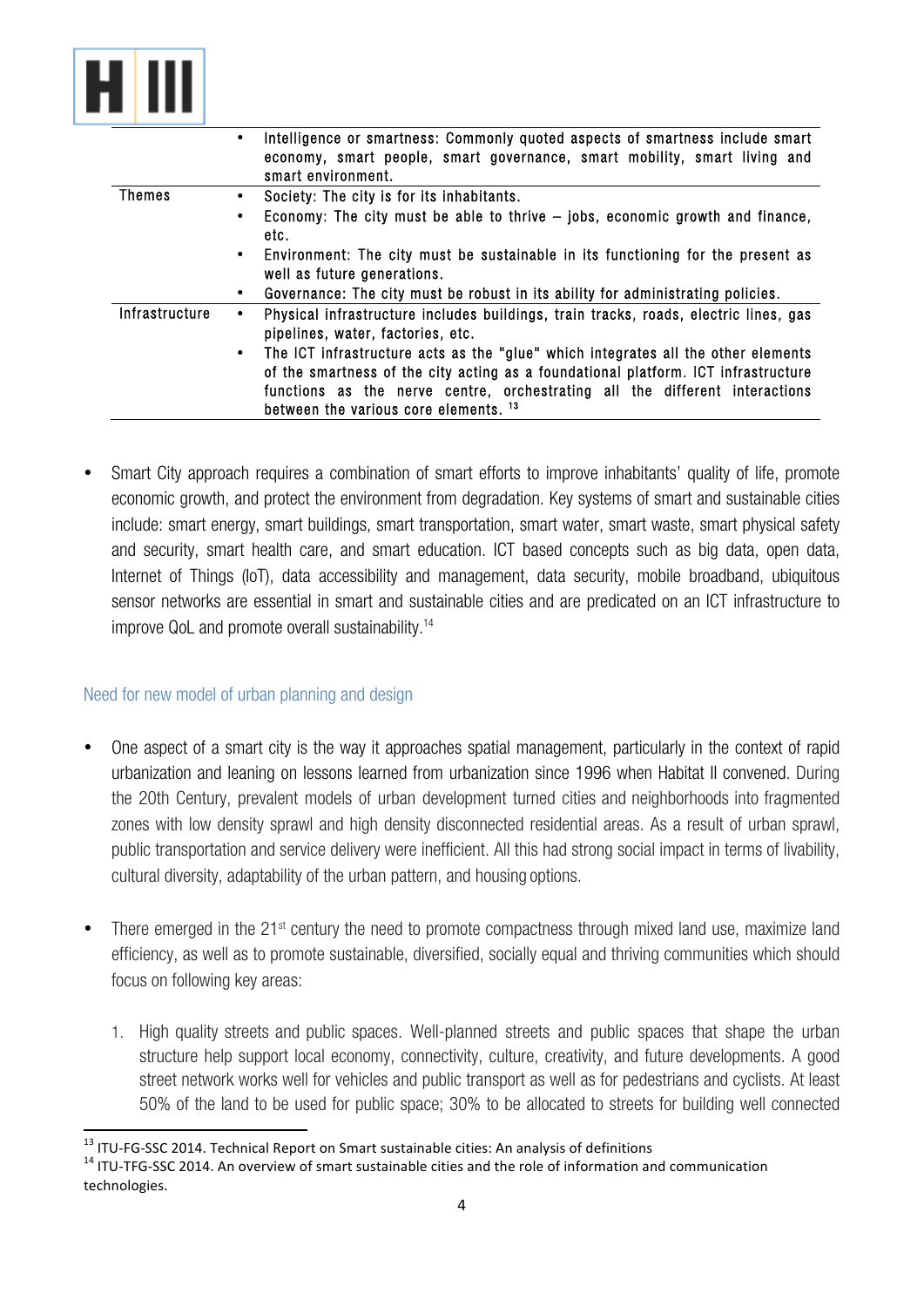| | |
|---|---|
| | • Intelligence or smartness: Commonly quoted aspects of smartness include smart economy, smart people, smart governance, smart mobility, smart living and smart environment. |
| Themes | • Society: The city is for its inhabitants.<br>• Economy: The city must be able to thrive – jobs, economic growth and finance, etc.<br>• Environment: The city must be sustainable in its functioning for the present as well as future generations.<br>• Governance: The city must be robust in its ability for administrating policies. |
| Infrastructure | • Physical infrastructure includes buildings, train tracks, roads, electric lines, gas pipelines, water, factories, etc.<br>• The ICT infrastructure acts as the "glue" which integrates all the other elements of the smartness of the city acting as a foundational platform. ICT infrastructure functions as the nerve centre, orchestrating all the different interactions between the various core elements. [13] |

- Smart City approach requires a combination of smart efforts to improve inhabitants' quality of life, promote economic growth, and protect the environment from degradation. Key systems of smart and sustainable cities include: smart energy, smart buildings, smart transportation, smart water, smart waste, smart physical safety and security, smart health care, and smart education. ICT based concepts such as big data, open data, Internet of Things (IoT), data accessibility and management, data security, mobile broadband, ubiquitous sensor networks are essential in smart and sustainable cities and are predicated on an ICT infrastructure to improve QoL and promote overall sustainability.[14]

## Need for new model of urban planning and design

- One aspect of a smart city is the way it approaches spatial management, particularly in the context of rapid urbanization and leaning on lessons learned from urbanization since 1996 when Habitat II convened. During the 20th Century, prevalent models of urban development turned cities and neighborhoods into fragmented zones with low density sprawl and high density disconnected residential areas. As a result of urban sprawl, public transportation and service delivery were inefficient. All this had strong social impact in terms of livability, cultural diversity, adaptability of the urban pattern, and housing options.

- There emerged in the 21st century the need to promote compactness through mixed land use, maximize land efficiency, as well as to promote sustainable, diversified, socially equal and thriving communities which should focus on following key areas:

    1. High quality streets and public spaces. Well-planned streets and public spaces that shape the urban structure help support local economy, connectivity, culture, creativity, and future developments. A good street network works well for vehicles and public transport as well as for pedestrians and cyclists. At least 50% of the land to be used for public space; 30% to be allocated to streets for building well connected

[13] ITU-FG-SSC 2014. Technical Report on Smart sustainable cities: An analysis of definitions

[14] ITU-TFG-SSC 2014. An overview of smart sustainable cities and the role of information and communication technologies.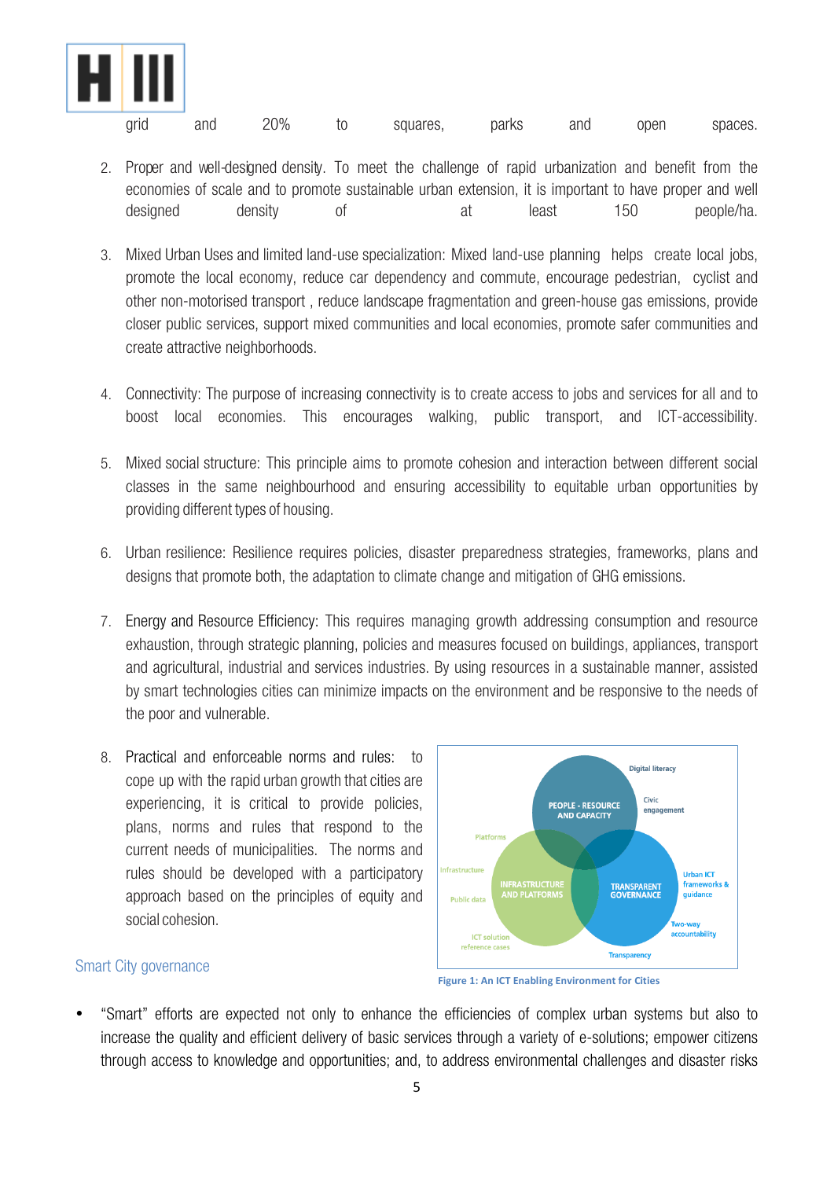grid and 20% to squares, parks and open spaces.

2. Proper and well-designed density. To meet the challenge of rapid urbanization and benefit from the economies of scale and to promote sustainable urban extension, it is important to have proper and well designed density of at least 150 people/ha.

3. Mixed Urban Uses and limited land-use specialization: Mixed land-use planning helps create local jobs, promote the local economy, reduce car dependency and commute, encourage pedestrian, cyclist and other non-motorised transport , reduce landscape fragmentation and green-house gas emissions, provide closer public services, support mixed communities and local economies, promote safer communities and create attractive neighborhoods.

4. Connectivity: The purpose of increasing connectivity is to create access to jobs and services for all and to boost local economies. This encourages walking, public transport, and ICT-accessibility.

5. Mixed social structure: This principle aims to promote cohesion and interaction between different social classes in the same neighbourhood and ensuring accessibility to equitable urban opportunities by providing different types of housing.

6. Urban resilience: Resilience requires policies, disaster preparedness strategies, frameworks, plans and designs that promote both, the adaptation to climate change and mitigation of GHG emissions.

7. Energy and Resource Efficiency: This requires managing growth addressing consumption and resource exhaustion, through strategic planning, policies and measures focused on buildings, appliances, transport and agricultural, industrial and services industries. By using resources in a sustainable manner, assisted by smart technologies cities can minimize impacts on the environment and be responsive to the needs of the poor and vulnerable.

8. Practical and enforceable norms and rules: to cope up with the rapid urban growth that cities are experiencing, it is critical to provide policies, plans, norms and rules that respond to the current needs of municipalities. The norms and rules should be developed with a participatory approach based on the principles of equity and social cohesion.

Figure 1: An ICT Enabling Environment for Cities

## Smart City governance

- "Smart" efforts are expected not only to enhance the efficiencies of complex urban systems but also to increase the quality and efficient delivery of basic services through a variety of e-solutions; empower citizens through access to knowledge and opportunities; and, to address environmental challenges and disaster risks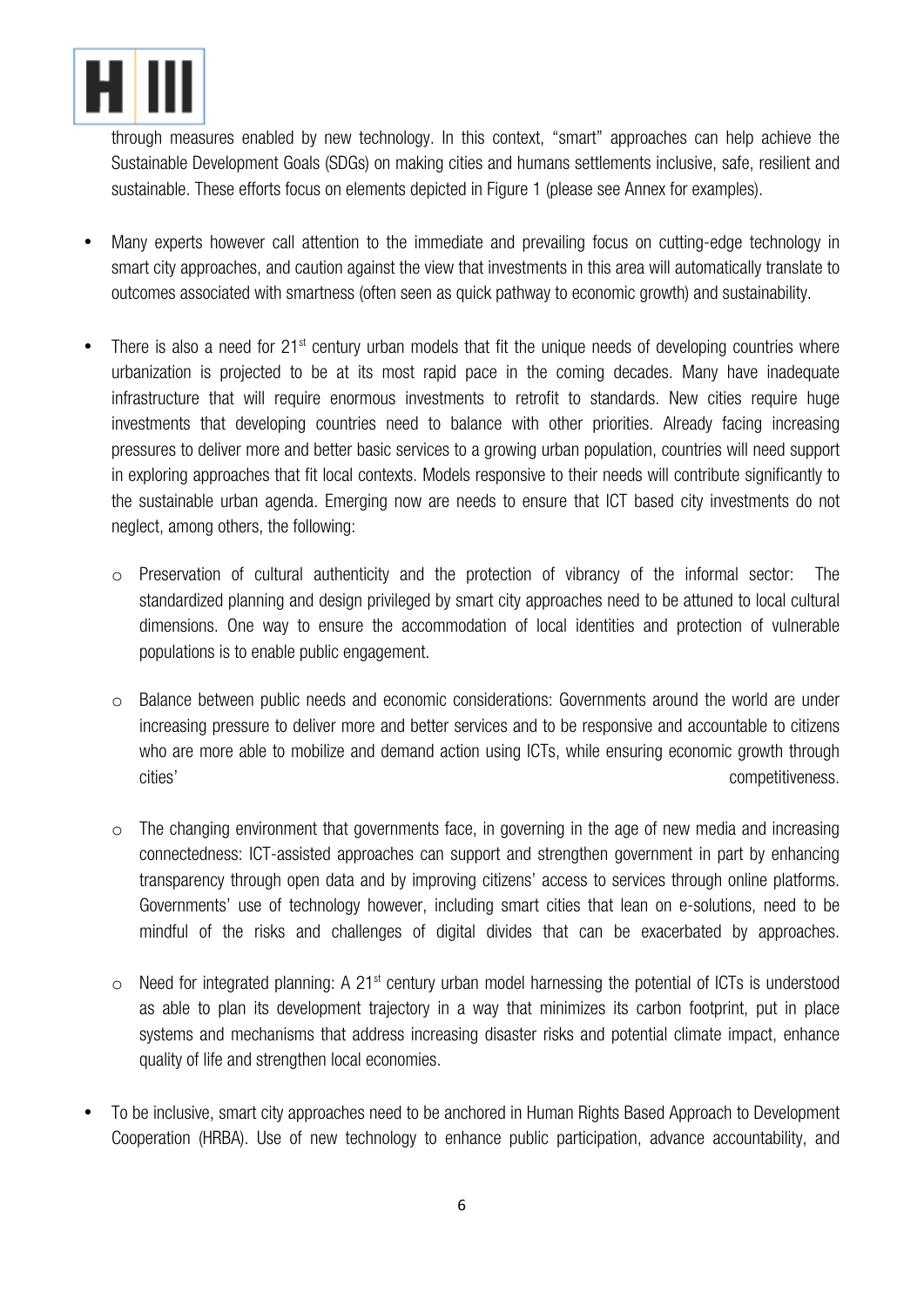through measures enabled by new technology. In this context, "smart" approaches can help achieve the Sustainable Development Goals (SDGs) on making cities and humans settlements inclusive, safe, resilient and sustainable. These efforts focus on elements depicted in Figure 1 (please see Annex for examples).

- Many experts however call attention to the immediate and prevailing focus on cutting-edge technology in smart city approaches, and caution against the view that investments in this area will automatically translate to outcomes associated with smartness (often seen as quick pathway to economic growth) and sustainability.

- There is also a need for 21st century urban models that fit the unique needs of developing countries where urbanization is projected to be at its most rapid pace in the coming decades. Many have inadequate infrastructure that will require enormous investments to retrofit to standards. New cities require huge investments that developing countries need to balance with other priorities. Already facing increasing pressures to deliver more and better basic services to a growing urban population, countries will need support in exploring approaches that fit local contexts. Models responsive to their needs will contribute significantly to the sustainable urban agenda. Emerging now are needs to ensure that ICT based city investments do not neglect, among others, the following:

    - Preservation of cultural authenticity and the protection of vibrancy of the informal sector: The standardized planning and design privileged by smart city approaches need to be attuned to local cultural dimensions. One way to ensure the accommodation of local identities and protection of vulnerable populations is to enable public engagement.

    - Balance between public needs and economic considerations: Governments around the world are under increasing pressure to deliver more and better services and to be responsive and accountable to citizens who are more able to mobilize and demand action using ICTs, while ensuring economic growth through cities' competitiveness.

    - The changing environment that governments face, in governing in the age of new media and increasing connectedness: ICT-assisted approaches can support and strengthen government in part by enhancing transparency through open data and by improving citizens' access to services through online platforms. Governments' use of technology however, including smart cities that lean on e-solutions, need to be mindful of the risks and challenges of digital divides that can be exacerbated by approaches.

    - Need for integrated planning: A 21st century urban model harnessing the potential of ICTs is understood as able to plan its development trajectory in a way that minimizes its carbon footprint, put in place systems and mechanisms that address increasing disaster risks and potential climate impact, enhance quality of life and strengthen local economies.

- To be inclusive, smart city approaches need to be anchored in Human Rights Based Approach to Development Cooperation (HRBA). Use of new technology to enhance public participation, advance accountability, and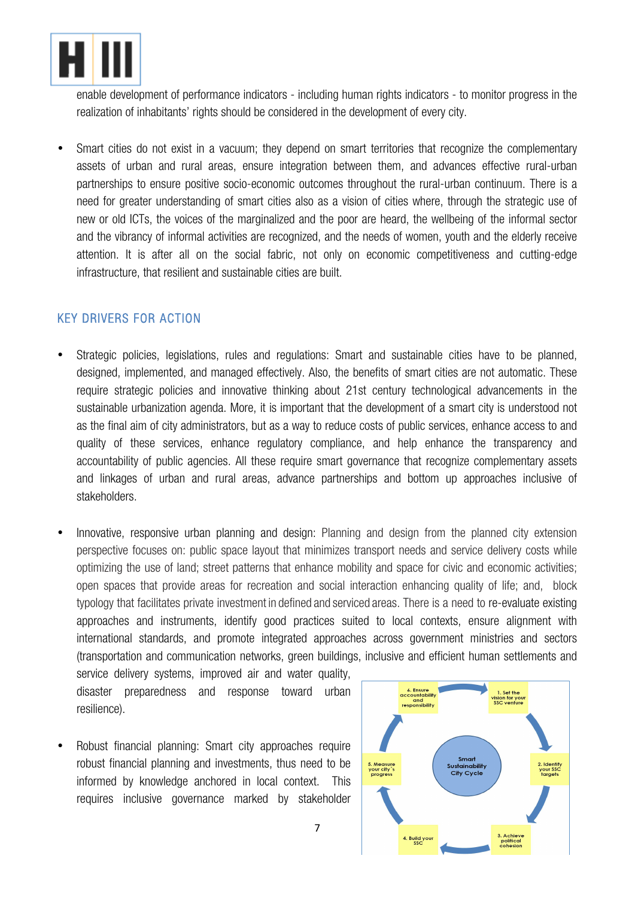enable development of performance indicators - including human rights indicators - to monitor progress in the realization of inhabitants' rights should be considered in the development of every city.

- Smart cities do not exist in a vacuum; they depend on smart territories that recognize the complementary assets of urban and rural areas, ensure integration between them, and advances effective rural-urban partnerships to ensure positive socio-economic outcomes throughout the rural-urban continuum. There is a need for greater understanding of smart cities also as a vision of cities where, through the strategic use of new or old ICTs, the voices of the marginalized and the poor are heard, the wellbeing of the informal sector and the vibrancy of informal activities are recognized, and the needs of women, youth and the elderly receive attention. It is after all on the social fabric, not only on economic competitiveness and cutting-edge infrastructure, that resilient and sustainable cities are built.

## KEY DRIVERS FOR ACTION

- Strategic policies, legislations, rules and regulations: Smart and sustainable cities have to be planned, designed, implemented, and managed effectively. Also, the benefits of smart cities are not automatic. These require strategic policies and innovative thinking about 21st century technological advancements in the sustainable urbanization agenda. More, it is important that the development of a smart city is understood not as the final aim of city administrators, but as a way to reduce costs of public services, enhance access to and quality of these services, enhance regulatory compliance, and help enhance the transparency and accountability of public agencies. All these require smart governance that recognize complementary assets and linkages of urban and rural areas, advance partnerships and bottom up approaches inclusive of stakeholders.

- Innovative, responsive urban planning and design: Planning and design from the planned city extension perspective focuses on: public space layout that minimizes transport needs and service delivery costs while optimizing the use of land; street patterns that enhance mobility and space for civic and economic activities; open spaces that provide areas for recreation and social interaction enhancing quality of life; and, block typology that facilitates private investment in defined and serviced areas. There is a need to re-evaluate existing approaches and instruments, identify good practices suited to local contexts, ensure alignment with international standards, and promote integrated approaches across government ministries and sectors (transportation and communication networks, green buildings, inclusive and efficient human settlements and service delivery systems, improved air and water quality, disaster preparedness and response toward urban resilience).

- Robust financial planning: Smart city approaches require robust financial planning and investments, thus need to be informed by knowledge anchored in local context. This requires inclusive governance marked by stakeholder

Smart Sustainability City Cycle: 1. Set the vision for your SSC venture; 2. Identify your SSC targets; 3. Achieve political cohesion; 4. Build your SSC; 5. Measure your city's progress; 6. Ensure accountability and responsibility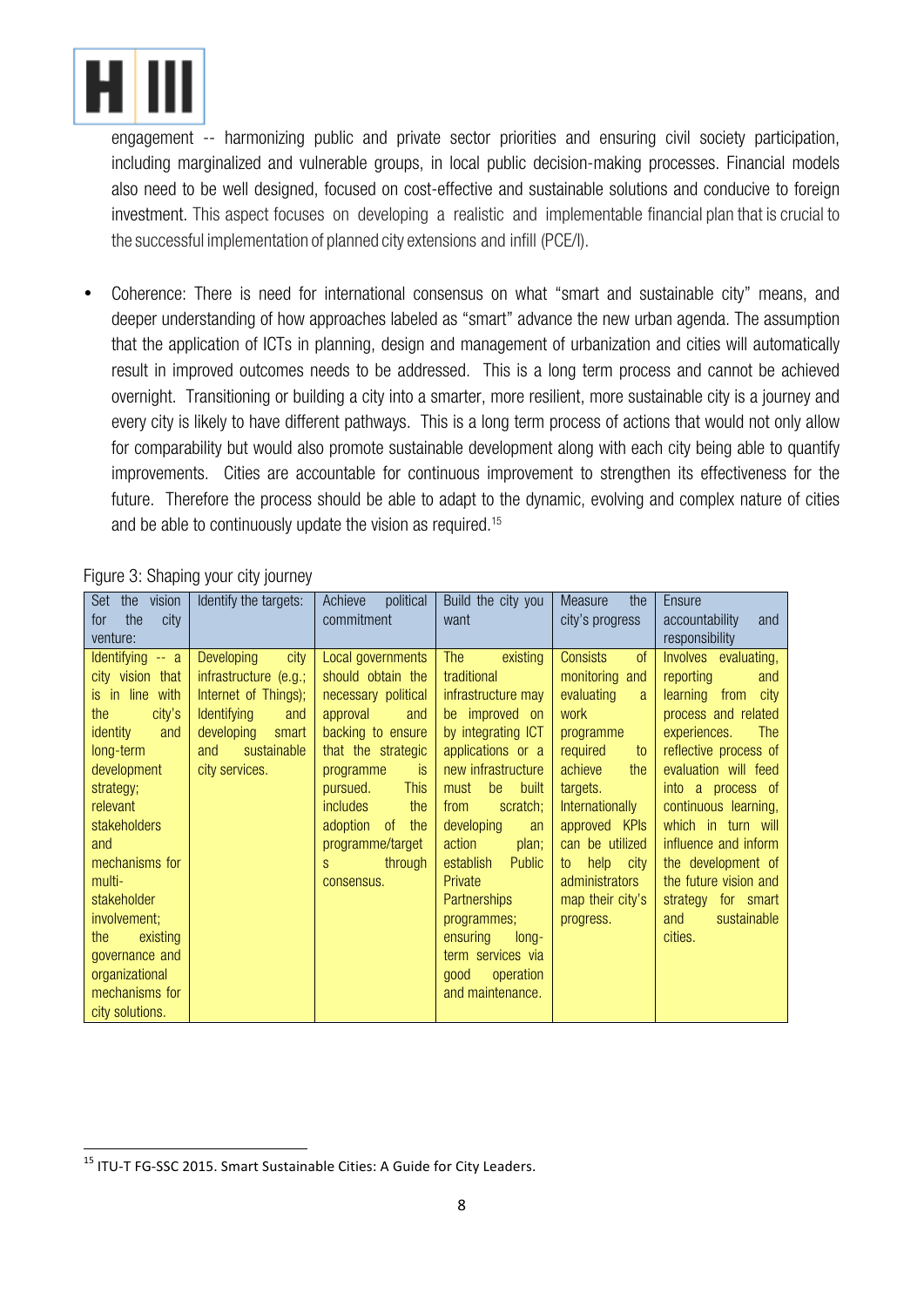engagement -- harmonizing public and private sector priorities and ensuring civil society participation, including marginalized and vulnerable groups, in local public decision-making processes. Financial models also need to be well designed, focused on cost-effective and sustainable solutions and conducive to foreign investment. This aspect focuses on developing a realistic and implementable financial plan that is crucial to the successful implementation of planned city extensions and infill (PCE/I).

- Coherence: There is need for international consensus on what "smart and sustainable city" means, and deeper understanding of how approaches labeled as "smart" advance the new urban agenda. The assumption that the application of ICTs in planning, design and management of urbanization and cities will automatically result in improved outcomes needs to be addressed. This is a long term process and cannot be achieved overnight. Transitioning or building a city into a smarter, more resilient, more sustainable city is a journey and every city is likely to have different pathways. This is a long term process of actions that would not only allow for comparability but would also promote sustainable development along with each city being able to quantify improvements. Cities are accountable for continuous improvement to strengthen its effectiveness for the future. Therefore the process should be able to adapt to the dynamic, evolving and complex nature of cities and be able to continuously update the vision as required.[15]

Figure 3: Shaping your city journey

| Set the vision for the city venture: | Identify the targets: | Achieve political commitment | Build the city you want | Measure the city's progress | Ensure accountability and responsibility |
|---|---|---|---|---|---|
| Identifying -- a city vision that is in line with the city's identity and long-term development strategy; relevant stakeholders and mechanisms for multi-stakeholder involvement; the existing governance and organizational mechanisms for city solutions. | Developing city infrastructure (e.g.; Internet of Things); Identifying and developing smart and sustainable city services. | Local governments should obtain the necessary political approval and backing to ensure that the strategic programme is pursued. This includes the adoption of the programme/targets through consensus. | The existing traditional infrastructure may be improved on by integrating ICT applications or a new infrastructure must be built from scratch; developing an action plan; establish Public Private Partnerships programmes; ensuring long-term services via good operation and maintenance. | Consists of monitoring and evaluating a work programme required to achieve the targets. Internationally approved KPIs can be utilized to help city administrators map their city's progress. | Involves evaluating, reporting and learning from city process and related experiences. The reflective process of evaluation will feed into a process of continuous learning, which in turn will influence and inform the development of the future vision and strategy for smart and sustainable cities. |

[15] ITU-T FG-SSC 2015. Smart Sustainable Cities: A Guide for City Leaders.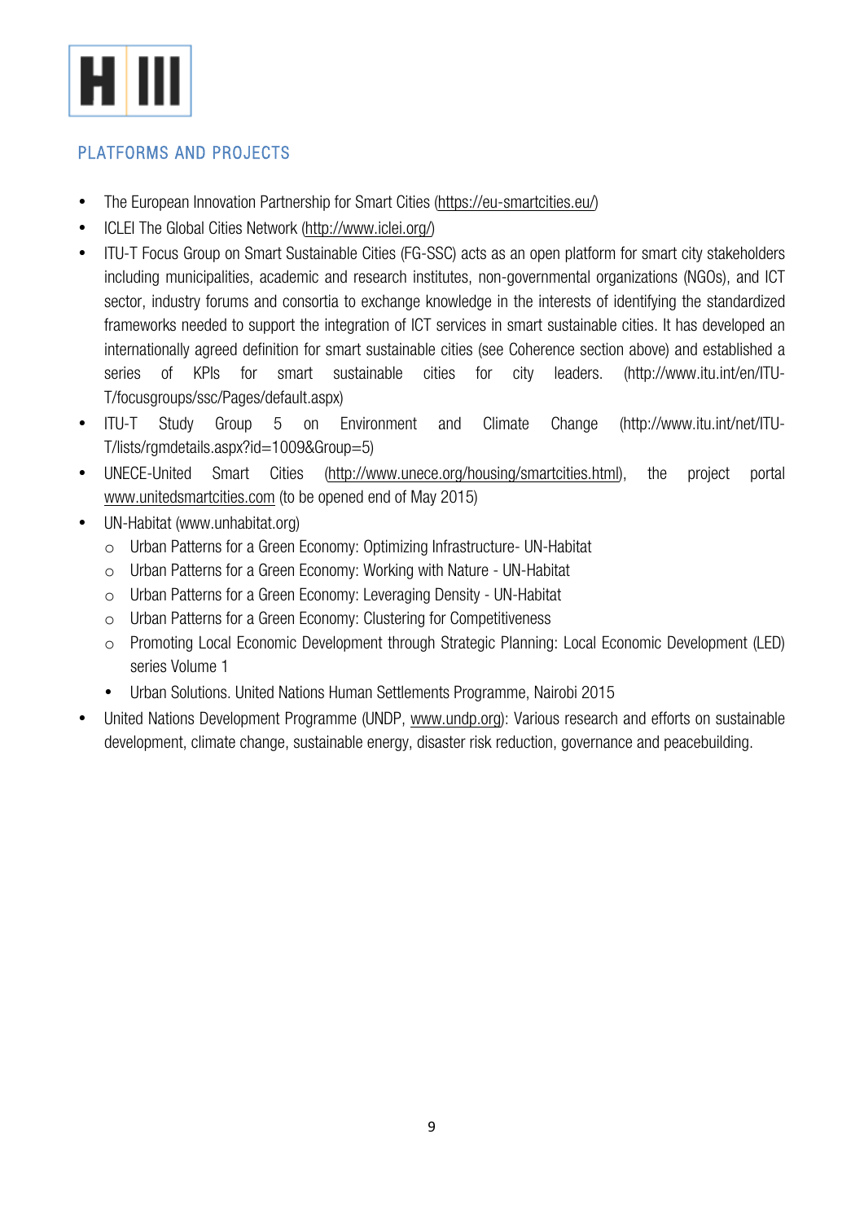## PLATFORMS AND PROJECTS

- The European Innovation Partnership for Smart Cities (https://eu-smartcities.eu/)
- ICLEI The Global Cities Network (http://www.iclei.org/)
- ITU-T Focus Group on Smart Sustainable Cities (FG-SSC) acts as an open platform for smart city stakeholders including municipalities, academic and research institutes, non-governmental organizations (NGOs), and ICT sector, industry forums and consortia to exchange knowledge in the interests of identifying the standardized frameworks needed to support the integration of ICT services in smart sustainable cities. It has developed an internationally agreed definition for smart sustainable cities (see Coherence section above) and established a series of KPIs for smart sustainable cities for city leaders. (http://www.itu.int/en/ITU-T/focusgroups/ssc/Pages/default.aspx)
- ITU-T Study Group 5 on Environment and Climate Change (http://www.itu.int/net/ITU-T/lists/rgmdetails.aspx?id=1009&Group=5)
- UNECE-United Smart Cities (http://www.unece.org/housing/smartcities.html), the project portal www.unitedsmartcities.com (to be opened end of May 2015)
- UN-Habitat (www.unhabitat.org)
  - Urban Patterns for a Green Economy: Optimizing Infrastructure- UN-Habitat
  - Urban Patterns for a Green Economy: Working with Nature - UN-Habitat
  - Urban Patterns for a Green Economy: Leveraging Density - UN-Habitat
  - Urban Patterns for a Green Economy: Clustering for Competitiveness
  - Promoting Local Economic Development through Strategic Planning: Local Economic Development (LED) series Volume 1
  - Urban Solutions. United Nations Human Settlements Programme, Nairobi 2015
- United Nations Development Programme (UNDP, www.undp.org): Various research and efforts on sustainable development, climate change, sustainable energy, disaster risk reduction, governance and peacebuilding.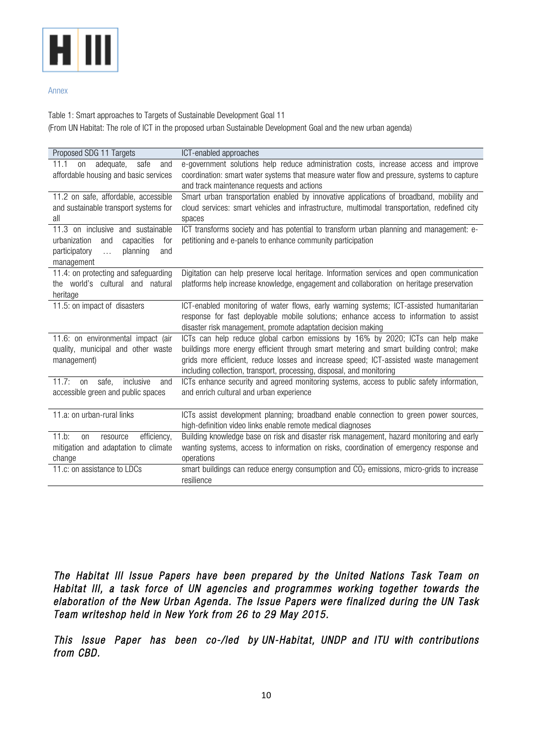Annex

Table 1: Smart approaches to Targets of Sustainable Development Goal 11
(From UN Habitat: The role of ICT in the proposed urban Sustainable Development Goal and the new urban agenda)

| Proposed SDG 11 Targets | ICT-enabled approaches |
|---|---|
| 11.1 on adequate, safe and affordable housing and basic services | e-government solutions help reduce administration costs, increase access and improve coordination: smart water systems that measure water flow and pressure, systems to capture and track maintenance requests and actions |
| 11.2 on safe, affordable, accessible and sustainable transport systems for all | Smart urban transportation enabled by innovative applications of broadband, mobility and cloud services: smart vehicles and infrastructure, multimodal transportation, redefined city spaces |
| 11.3 on inclusive and sustainable urbanization and capacities for participatory … planning and management | ICT transforms society and has potential to transform urban planning and management: e-petitioning and e-panels to enhance community participation |
| 11.4: on protecting and safeguarding the world's cultural and natural heritage | Digitation can help preserve local heritage. Information services and open communication platforms help increase knowledge, engagement and collaboration on heritage preservation |
| 11.5: on impact of disasters | ICT-enabled monitoring of water flows, early warning systems; ICT-assisted humanitarian response for fast deployable mobile solutions; enhance access to information to assist disaster risk management, promote adaptation decision making |
| 11.6: on environmental impact (air quality, municipal and other waste management) | ICTs can help reduce global carbon emissions by 16% by 2020; ICTs can help make buildings more energy efficient through smart metering and smart building control; make grids more efficient, reduce losses and increase speed; ICT-assisted waste management including collection, transport, processing, disposal, and monitoring |
| 11.7: on safe, inclusive and accessible green and public spaces | ICTs enhance security and agreed monitoring systems, access to public safety information, and enrich cultural and urban experience |
| 11.a: on urban-rural links | ICTs assist development planning; broadband enable connection to green power sources, high-definition video links enable remote medical diagnoses |
| 11.b: on resource efficiency, mitigation and adaptation to climate change | Building knowledge base on risk and disaster risk management, hazard monitoring and early wanting systems, access to information on risks, coordination of emergency response and operations |
| 11.c: on assistance to LDCs | smart buildings can reduce energy consumption and $CO_2$ emissions, micro-grids to increase resilience |

*The Habitat III Issue Papers have been prepared by the United Nations Task Team on Habitat III, a task force of UN agencies and programmes working together towards the elaboration of the New Urban Agenda. The Issue Papers were finalized during the UN Task Team writeshop held in New York from 26 to 29 May 2015.*

*This Issue Paper has been co-/led by UN-Habitat, UNDP and ITU with contributions from CBD.*